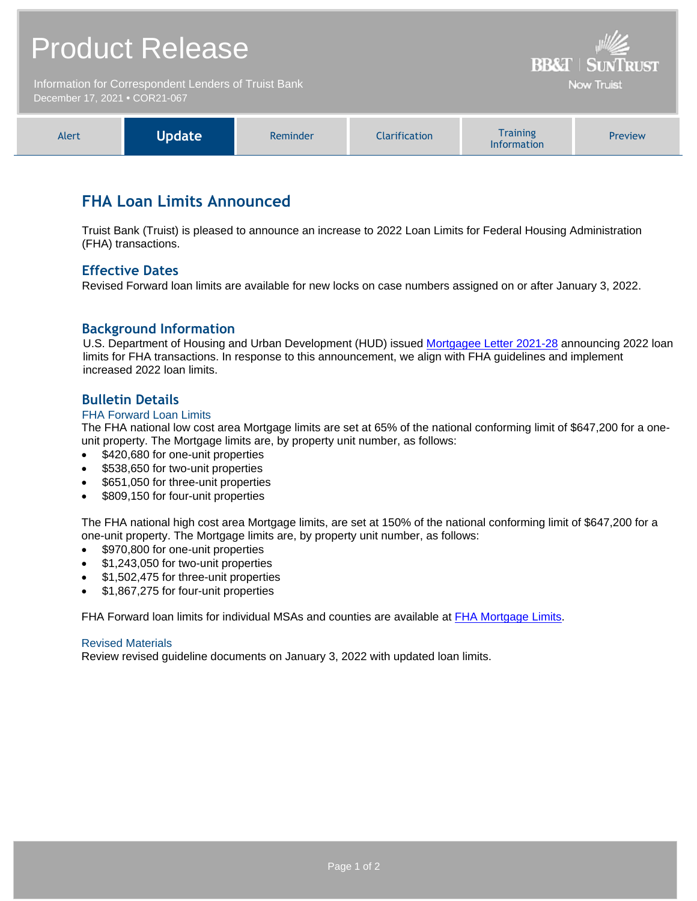# Product Release

Information for Correspondent Lenders of Truist Bank
December 17, 2021 • COR21-067

BB&T | SunTrust
Now Truist

| Alert | **Update** | Reminder | Clarification | Training Information | Preview |
|---|---|---|---|---|---|

## FHA Loan Limits Announced

Truist Bank (Truist) is pleased to announce an increase to 2022 Loan Limits for Federal Housing Administration (FHA) transactions.

### Effective Dates

Revised Forward loan limits are available for new locks on case numbers assigned on or after January 3, 2022.

### Background Information

U.S. Department of Housing and Urban Development (HUD) issued Mortgagee Letter 2021-28 announcing 2022 loan limits for FHA transactions. In response to this announcement, we align with FHA guidelines and implement increased 2022 loan limits.

### Bulletin Details

#### FHA Forward Loan Limits

The FHA national low cost area Mortgage limits are set at 65% of the national conforming limit of $647,200 for a one-unit property. The Mortgage limits are, by property unit number, as follows:

- $420,680 for one-unit properties
- $538,650 for two-unit properties
- $651,050 for three-unit properties
- $809,150 for four-unit properties

The FHA national high cost area Mortgage limits, are set at 150% of the national conforming limit of $647,200 for a one-unit property. The Mortgage limits are, by property unit number, as follows:

- $970,800 for one-unit properties
- $1,243,050 for two-unit properties
- $1,502,475 for three-unit properties
- $1,867,275 for four-unit properties

FHA Forward loan limits for individual MSAs and counties are available at FHA Mortgage Limits.

#### Revised Materials

Review revised guideline documents on January 3, 2022 with updated loan limits.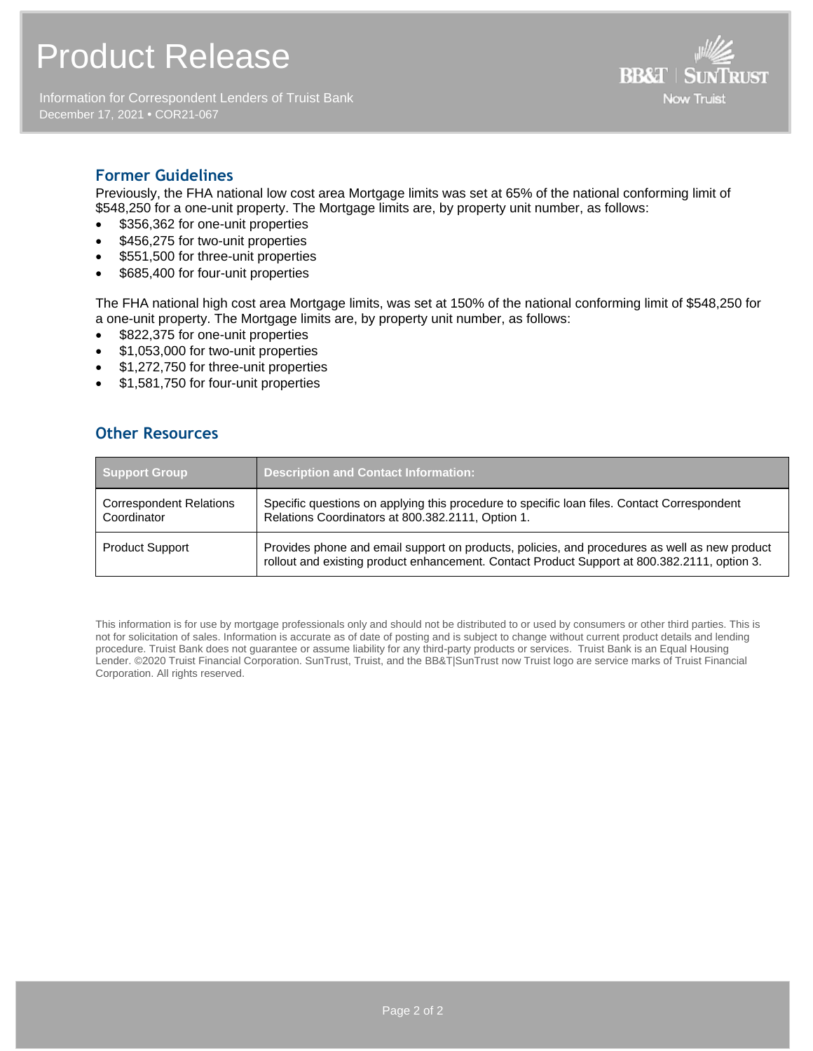# Product Release

Information for Correspondent Lenders of Truist Bank
December 17, 2021 • COR21-067

## Former Guidelines

Previously, the FHA national low cost area Mortgage limits was set at 65% of the national conforming limit of $548,250 for a one-unit property. The Mortgage limits are, by property unit number, as follows:

- $356,362 for one-unit properties
- $456,275 for two-unit properties
- $551,500 for three-unit properties
- $685,400 for four-unit properties

The FHA national high cost area Mortgage limits, was set at 150% of the national conforming limit of $548,250 for a one-unit property. The Mortgage limits are, by property unit number, as follows:

- $822,375 for one-unit properties
- $1,053,000 for two-unit properties
- $1,272,750 for three-unit properties
- $1,581,750 for four-unit properties

## Other Resources

| Support Group | Description and Contact Information: |
| --- | --- |
| Correspondent Relations Coordinator | Specific questions on applying this procedure to specific loan files. Contact Correspondent Relations Coordinators at 800.382.2111, Option 1. |
| Product Support | Provides phone and email support on products, policies, and procedures as well as new product rollout and existing product enhancement. Contact Product Support at 800.382.2111, option 3. |

This information is for use by mortgage professionals only and should not be distributed to or used by consumers or other third parties. This is not for solicitation of sales. Information is accurate as of date of posting and is subject to change without current product details and lending procedure. Truist Bank does not guarantee or assume liability for any third-party products or services. Truist Bank is an Equal Housing Lender. ©2020 Truist Financial Corporation. SunTrust, Truist, and the BB&T|SunTrust now Truist logo are service marks of Truist Financial Corporation. All rights reserved.